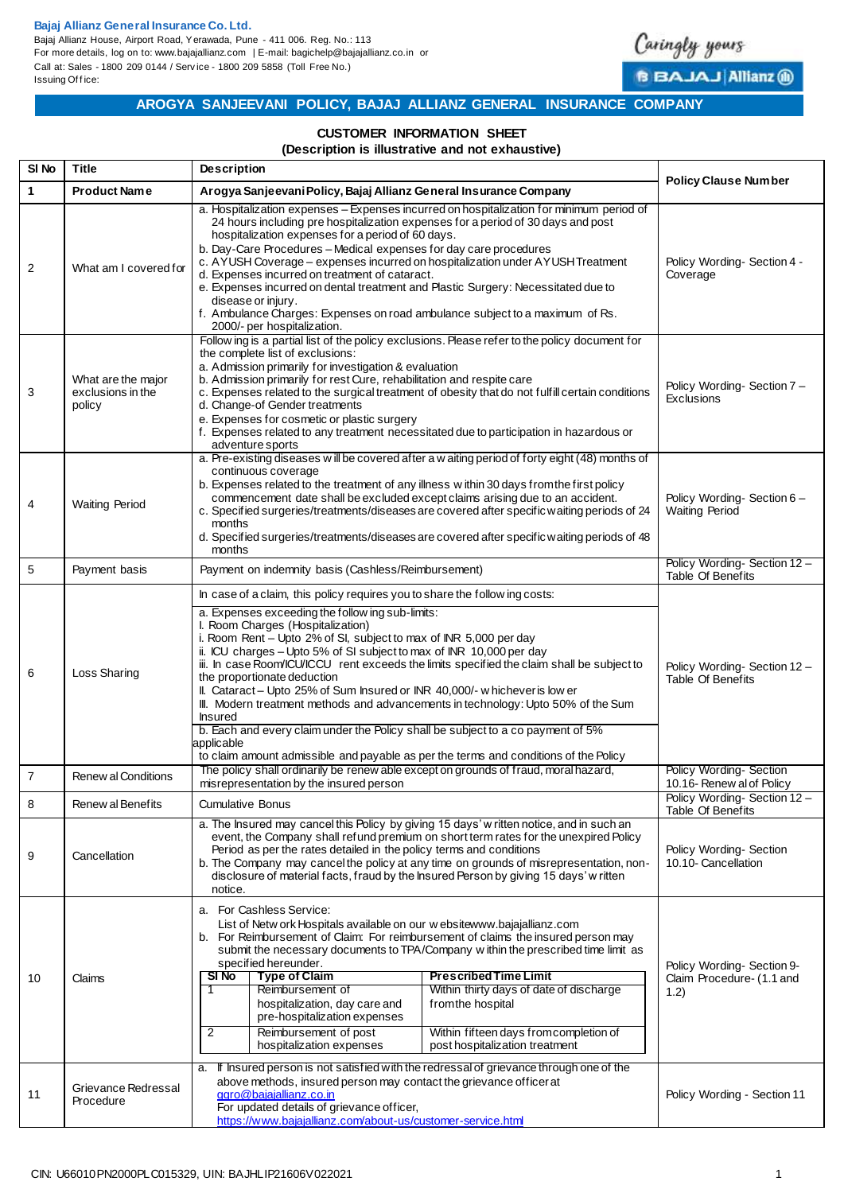**Bajaj Allianz General Insurance Co. Ltd.**
Bajaj Allianz House, Airport Road, Yerawada, Pune - 411 006. Reg. No.: 113
For more details, log on to: www.bajajallianz.com | E-mail: bagichelp@bajajallianz.co.in or
Call at: Sales - 1800 209 0144 / Service - 1800 209 5858 (Toll Free No.)
Issuing Office:

Caringly yours
BAJAJ Allianz

## AROGYA SANJEEVANI POLICY, BAJAJ ALLIANZ GENERAL INSURANCE COMPANY

### CUSTOMER INFORMATION SHEET
### (Description is illustrative and not exhaustive)

| Sl No | Title | Description | Policy Clause Number |
|---|---|---|---|
| 1 | **Product Name** | **Arogya Sanjeevani Policy, Bajaj Allianz General Insurance Company** | |
| 2 | What am I covered for | a. Hospitalization expenses – Expenses incurred on hospitalization for minimum period of 24 hours including pre hospitalization expenses for a period of 30 days and post hospitalization expenses for a period of 60 days.<br>b. Day-Care Procedures – Medical expenses for day care procedures<br>c. AYUSH Coverage – expenses incurred on hospitalization under AYUSH Treatment<br>d. Expenses incurred on treatment of cataract.<br>e. Expenses incurred on dental treatment and Plastic Surgery: Necessitated due to disease or injury.<br>f. Ambulance Charges: Expenses on road ambulance subject to a maximum of Rs. 2000/- per hospitalization. | Policy Wording- Section 4 - Coverage |
| 3 | What are the major exclusions in the policy | Following is a partial list of the policy exclusions. Please refer to the policy document for the complete list of exclusions:<br>a. Admission primarily for investigation & evaluation<br>b. Admission primarily for rest Cure, rehabilitation and respite care<br>c. Expenses related to the surgical treatment of obesity that do not fulfill certain conditions<br>d. Change-of Gender treatments<br>e. Expenses for cosmetic or plastic surgery<br>f. Expenses related to any treatment necessitated due to participation in hazardous or adventure sports | Policy Wording- Section 7 – Exclusions |
| 4 | Waiting Period | a. Pre-existing diseases will be covered after a waiting period of forty eight (48) months of continuous coverage<br>b. Expenses related to the treatment of any illness within 30 days from the first policy commencement date shall be excluded except claims arising due to an accident.<br>c. Specified surgeries/treatments/diseases are covered after specific waiting periods of 24 months<br>d. Specified surgeries/treatments/diseases are covered after specific waiting periods of 48 months | Policy Wording- Section 6 – Waiting Period |
| 5 | Payment basis | Payment on indemnity basis (Cashless/Reimbursement) | Policy Wording- Section 12 – Table Of Benefits |
| 6 | Loss Sharing | In case of a claim, this policy requires you to share the following costs:<br>a. Expenses exceeding the following sub-limits:<br>I. Room Charges (Hospitalization)<br>i. Room Rent – Upto 2% of SI, subject to max of INR 5,000 per day<br>ii. ICU charges – Upto 5% of SI subject to max of INR 10,000 per day<br>iii. In case Room/ICU/ICCU rent exceeds the limits specified the claim shall be subject to the proportionate deduction<br>II. Cataract – Upto 25% of Sum Insured or INR 40,000/- whichever is lower<br>III. Modern treatment methods and advancements in technology: Upto 50% of the Sum Insured<br>b. Each and every claim under the Policy shall be subject to a co payment of 5% applicable to claim amount admissible and payable as per the terms and conditions of the Policy | Policy Wording- Section 12 – Table Of Benefits |
| 7 | Renewal Conditions | The policy shall ordinarily be renewable except on grounds of fraud, moral hazard, misrepresentation by the insured person | Policy Wording- Section 10.16- Renewal of Policy |
| 8 | Renewal Benefits | Cumulative Bonus | Policy Wording- Section 12 – Table Of Benefits |
| 9 | Cancellation | a. The Insured may cancel this Policy by giving 15 days' written notice, and in such an event, the Company shall refund premium on short term rates for the unexpired Policy Period as per the rates detailed in the policy terms and conditions<br>b. The Company may cancel the policy at any time on grounds of misrepresentation, non-disclosure of material facts, fraud by the Insured Person by giving 15 days' written notice. | Policy Wording- Section 10.10- Cancellation |
| 10 | Claims | a. For Cashless Service: List of Network Hospitals available on our website www.bajajallianz.com<br>b. For Reimbursement of Claim: For reimbursement of claims the insured person may submit the necessary documents to TPA/Company within the prescribed time limit as specified hereunder.<br>**Sl No 1** – Type of Claim: Reimbursement of hospitalization, day care and pre-hospitalization expenses – Prescribed Time Limit: Within thirty days of date of discharge from the hospital<br>**Sl No 2** – Type of Claim: Reimbursement of post hospitalization expenses – Prescribed Time Limit: Within fifteen days from completion of post hospitalization treatment | Policy Wording- Section 9- Claim Procedure- (1.1 and 1.2) |
| 11 | Grievance Redressal Procedure | a. If Insured person is not satisfied with the redressal of grievance through one of the above methods, insured person may contact the grievance officer at ggro@bajajallianz.co.in<br>For updated details of grievance officer, https://www.bajajallianz.com/about-us/customer-service.html | Policy Wording - Section 11 |

CIN: U66010PN2000PLC015329, UIN: BAJHLIP21606V022021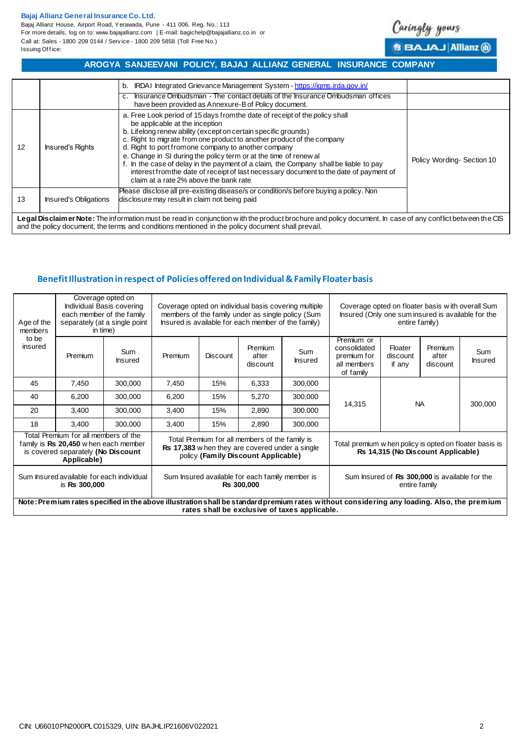**Bajaj Allianz General Insurance Co. Ltd.**
Bajaj Allianz House, Airport Road, Yerawada, Pune - 411 006. Reg. No.: 113
For more details, log on to: www.bajajallianz.com | E-mail: bagichelp@bajajallianz.co.in or
Call at: Sales - 1800 209 0144 / Service - 1800 209 5858 (Toll Free No.)
Issuing Office:

Caringly yours
BAJAJ | Allianz

**AROGYA SANJEEVANI POLICY, BAJAJ ALLIANZ GENERAL INSURANCE COMPANY**

| | | | |
|---|---|---|---|
| | | b. IRDAI Integrated Grievance Management System - https://igms.irda.gov.in/ | |
| | | c. Insurance Ombudsman - The contact details of the Insurance Ombudsman offices have been provided as Annexure-B of Policy document. | |
| 12 | Insured's Rights | a. Free Look period of 15 days from the date of receipt of the policy shall be applicable at the inception<br>b. Lifelong renew ability (except on certain specific grounds)<br>c. Right to migrate from one product to another product of the company<br>d. Right to port from one company to another company<br>e. Change in SI during the policy term or at the time of renewal<br>f. In the case of delay in the payment of a claim, the Company shall be liable to pay interest from the date of receipt of last necessary document to the date of payment of claim at a rate 2% above the bank rate | Policy Wording- Section 10 |
| 13 | Insured's Obligations | Please disclose all pre-existing disease/s or condition/s before buying a policy. Non disclosure may result in claim not being paid | |

**Legal Disclaimer Note:** The information must be read in conjunction with the product brochure and policy document. In case of any conflict between the CIS and the policy document, the terms and conditions mentioned in the policy document shall prevail.

## Benefit Illustration in respect of Policies offered on Individual & Family Floater basis

| Age of the members to be insured | Coverage opted on Individual Basis covering each member of the family separately (at a single point in time) | | Coverage opted on individual basis covering multiple members of the family under as single policy (Sum Insured is available for each member of the family) | | | | Coverage opted on floater basis with overall Sum Insured (Only one sum insured is available for the entire family) | | | |
|---|---|---|---|---|---|---|---|---|---|---|
| | Premium | Sum Insured | Premium | Discount | Premium after discount | Sum Insured | Premium or consolidated premium for all members of family | Floater discount if any | Premium after discount | Sum Insured |
| 45 | 7,450 | 300,000 | 7,450 | 15% | 6,333 | 300,000 | 14,315 | NA | | 300,000 |
| 40 | 6,200 | 300,000 | 6,200 | 15% | 5,270 | 300,000 | | | | |
| 20 | 3,400 | 300,000 | 3,400 | 15% | 2,890 | 300,000 | | | | |
| 18 | 3,400 | 300,000 | 3,400 | 15% | 2,890 | 300,000 | | | | |
| Total Premium for all members of the family is **Rs 20,450** when each member is covered separately **(No Discount Applicable)** | | | Total Premium for all members of the family is **Rs 17,383** when they are covered under a single policy **(Family Discount Applicable)** | | | | Total premium when policy is opted on floater basis is **Rs 14,315 (No Discount Applicable)** | | | |
| Sum Insured available for each individual is **Rs 300,000** | | | Sum Insured available for each family member is **Rs 300,000** | | | | Sum Insured of **Rs 300,000** is available for the entire family | | | |

**Note: Premium rates specified in the above illustration shall be standard premium rates without considering any loading. Also, the premium rates shall be exclusive of taxes applicable.**

CIN: U66010PN2000PLC015329, UIN: BAJHLIP21606V022021